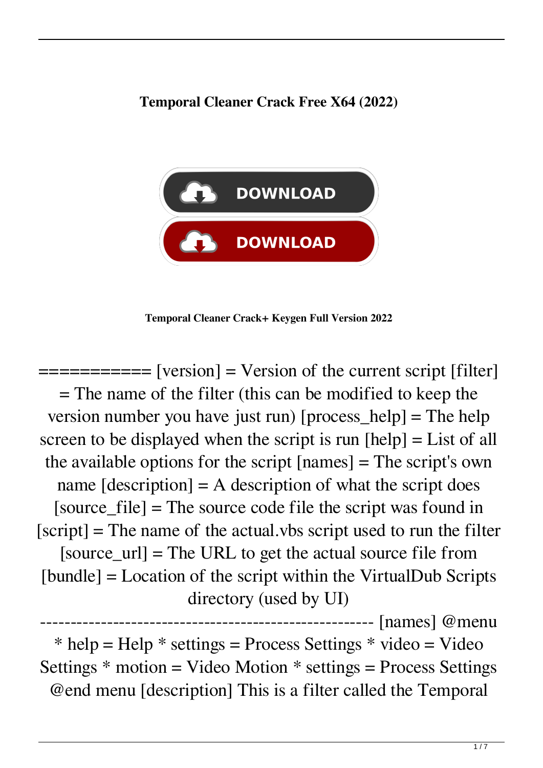**Temporal Cleaner Crack Free X64 (2022)**

DOWNLOAD

DOWNLOAD

**Temporal Cleaner Crack+ Keygen Full Version 2022**

=========== [version] = Version of the current script [filter] = The name of the filter (this can be modified to keep the version number you have just run) [process_help] = The help screen to be displayed when the script is run [help] = List of all the available options for the script [names] = The script's own name [description] = A description of what the script does [source_file] = The source code file the script was found in [script] = The name of the actual.vbs script used to run the filter [source_url] = The URL to get the actual source file from [bundle] = Location of the script within the VirtualDub Scripts directory (used by UI) ----------------------------------------------------- [names] @menu * help = Help * settings = Process Settings * video = Video Settings * motion = Video Motion * settings = Process Settings @end menu [description] This is a filter called the Temporal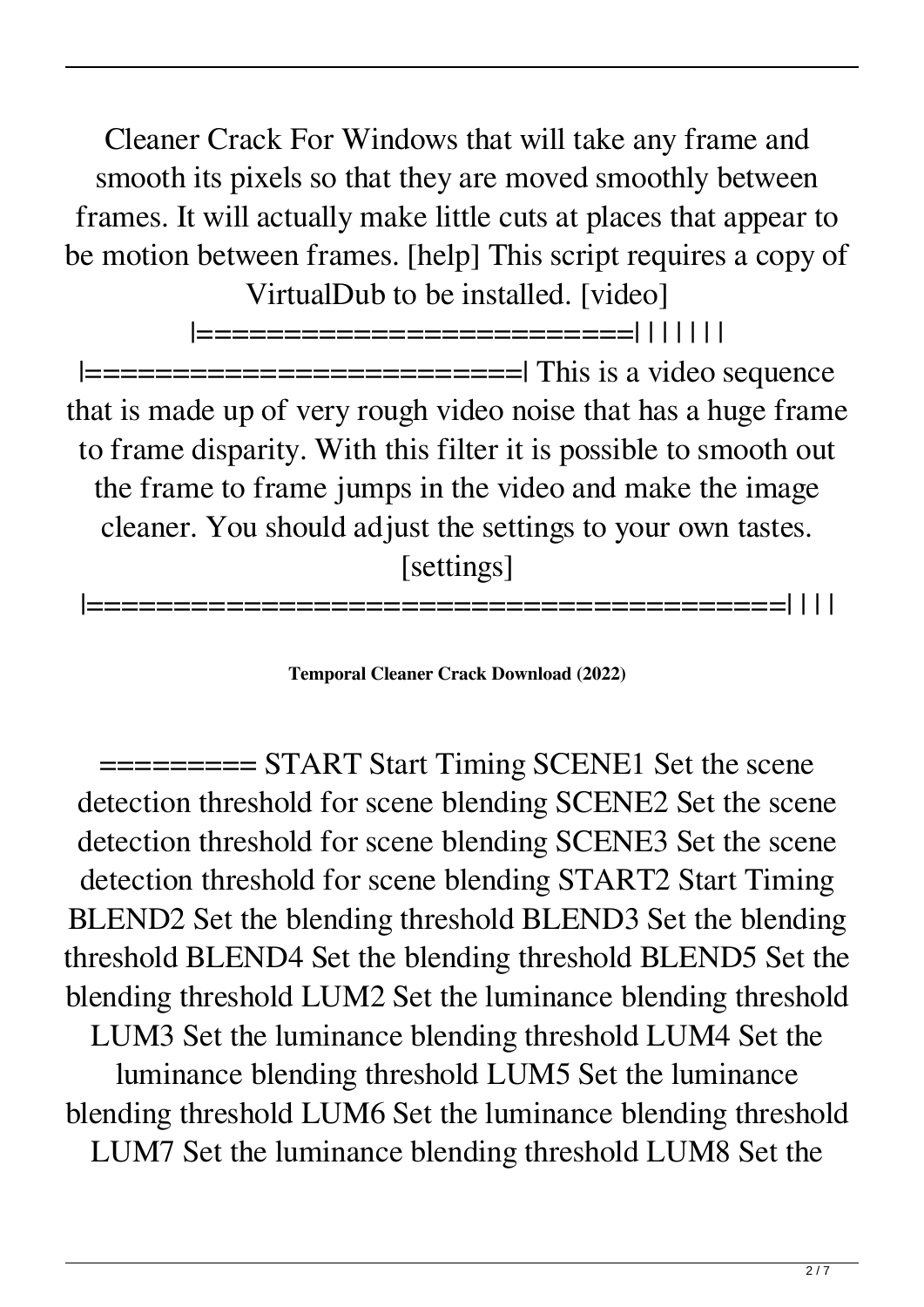Cleaner Crack For Windows that will take any frame and smooth its pixels so that they are moved smoothly between frames. It will actually make little cuts at places that appear to be motion between frames. [help] This script requires a copy of VirtualDub to be installed. [video] |========================| | | | | | | |========================| This is a video sequence that is made up of very rough video noise that has a huge frame to frame disparity. With this filter it is possible to smooth out the frame to frame jumps in the video and make the image cleaner. You should adjust the settings to your own tastes. [settings] |========================================| | | |

**Temporal Cleaner Crack Download (2022)**

========= START Start Timing SCENE1 Set the scene detection threshold for scene blending SCENE2 Set the scene detection threshold for scene blending SCENE3 Set the scene detection threshold for scene blending START2 Start Timing BLEND2 Set the blending threshold BLEND3 Set the blending threshold BLEND4 Set the blending threshold BLEND5 Set the blending threshold LUM2 Set the luminance blending threshold LUM3 Set the luminance blending threshold LUM4 Set the luminance blending threshold LUM5 Set the luminance blending threshold LUM6 Set the luminance blending threshold LUM7 Set the luminance blending threshold LUM8 Set the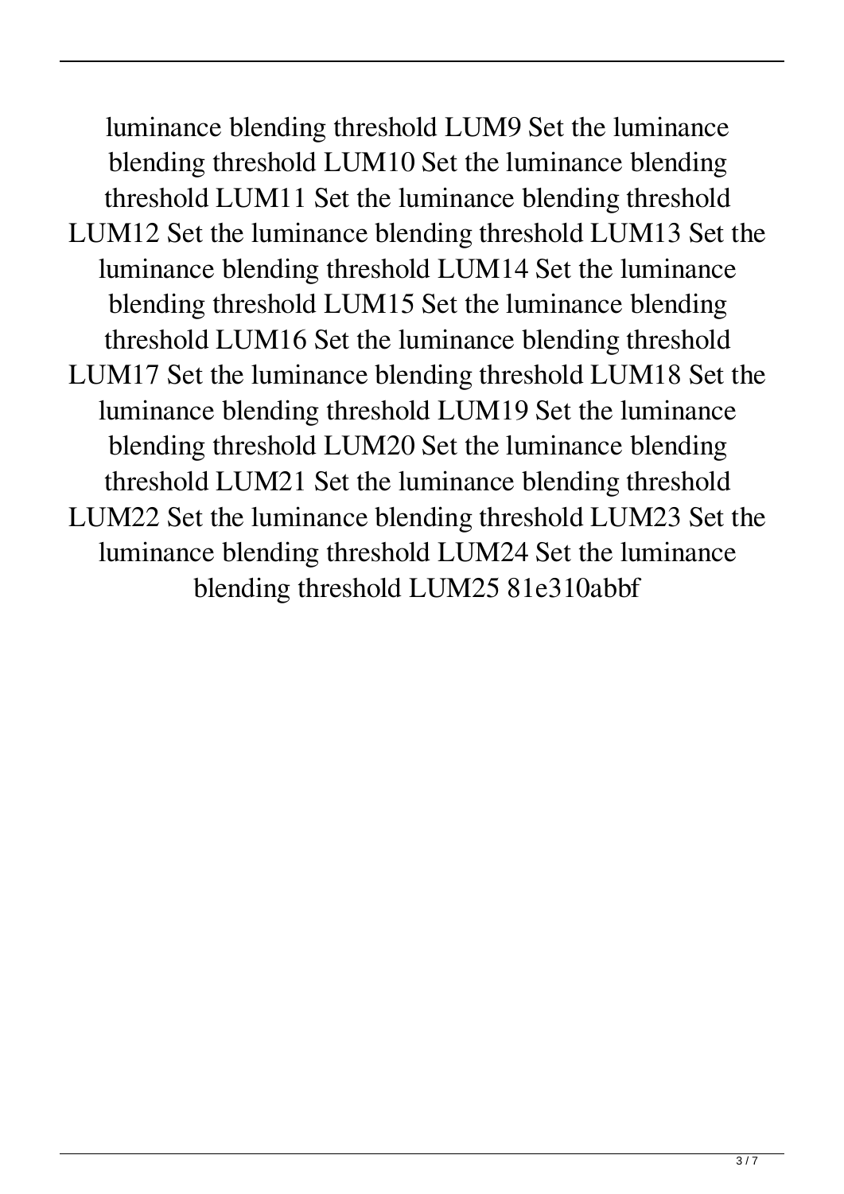luminance blending threshold LUM9 Set the luminance blending threshold LUM10 Set the luminance blending threshold LUM11 Set the luminance blending threshold LUM12 Set the luminance blending threshold LUM13 Set the luminance blending threshold LUM14 Set the luminance blending threshold LUM15 Set the luminance blending threshold LUM16 Set the luminance blending threshold LUM17 Set the luminance blending threshold LUM18 Set the luminance blending threshold LUM19 Set the luminance blending threshold LUM20 Set the luminance blending threshold LUM21 Set the luminance blending threshold LUM22 Set the luminance blending threshold LUM23 Set the luminance blending threshold LUM24 Set the luminance blending threshold LUM25 81e310abbf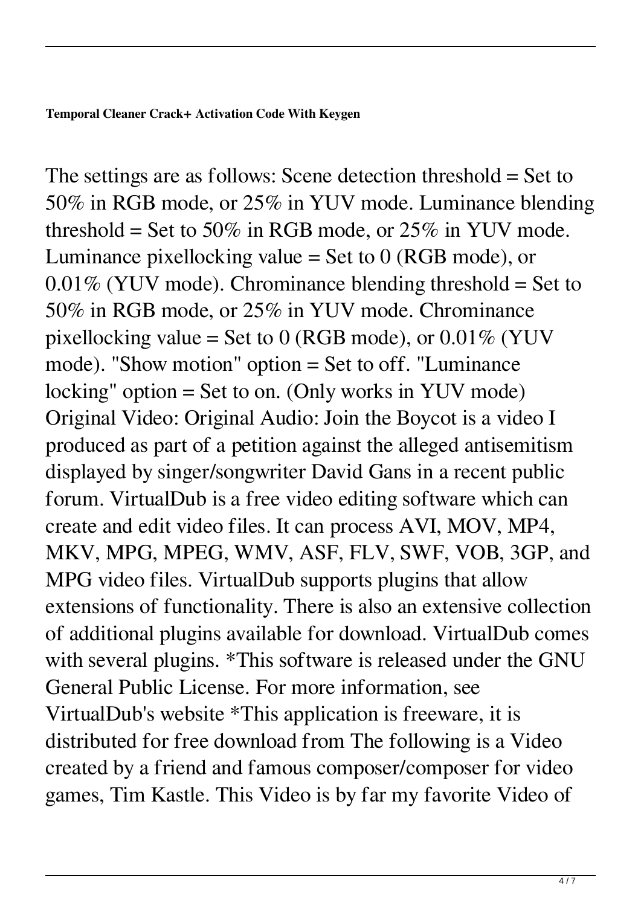**Temporal Cleaner Crack+ Activation Code With Keygen**

The settings are as follows: Scene detection threshold = Set to 50% in RGB mode, or 25% in YUV mode. Luminance blending threshold = Set to 50% in RGB mode, or 25% in YUV mode. Luminance pixellocking value = Set to 0 (RGB mode), or 0.01% (YUV mode). Chrominance blending threshold = Set to 50% in RGB mode, or 25% in YUV mode. Chrominance pixellocking value = Set to 0 (RGB mode), or 0.01% (YUV mode). "Show motion" option = Set to off. "Luminance locking" option = Set to on. (Only works in YUV mode) Original Video: Original Audio: Join the Boycot is a video I produced as part of a petition against the alleged antisemitism displayed by singer/songwriter David Gans in a recent public forum. VirtualDub is a free video editing software which can create and edit video files. It can process AVI, MOV, MP4, MKV, MPG, MPEG, WMV, ASF, FLV, SWF, VOB, 3GP, and MPG video files. VirtualDub supports plugins that allow extensions of functionality. There is also an extensive collection of additional plugins available for download. VirtualDub comes with several plugins. *This software is released under the GNU General Public License. For more information, see VirtualDub's website *This application is freeware, it is distributed for free download from The following is a Video created by a friend and famous composer/composer for video games, Tim Kastle. This Video is by far my favorite Video of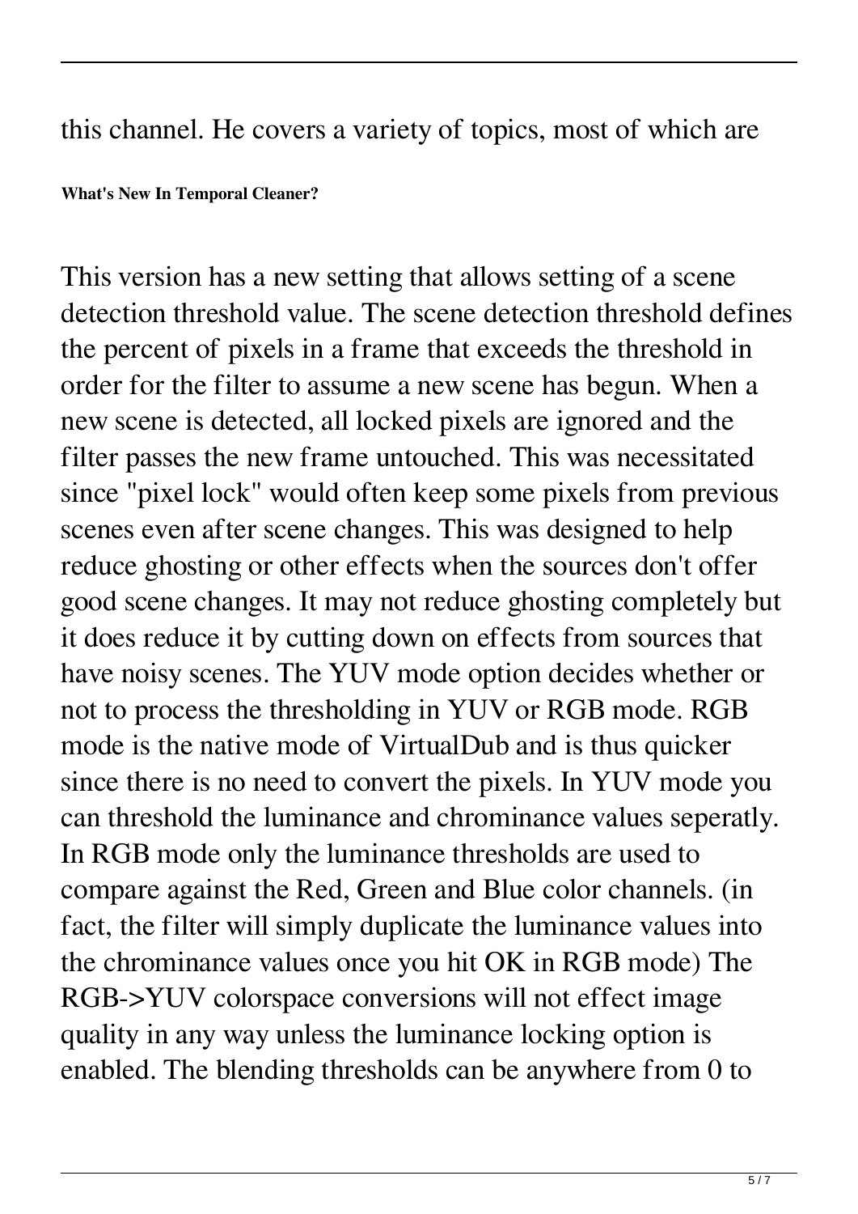this channel. He covers a variety of topics, most of which are

**What's New In Temporal Cleaner?**

This version has a new setting that allows setting of a scene detection threshold value. The scene detection threshold defines the percent of pixels in a frame that exceeds the threshold in order for the filter to assume a new scene has begun. When a new scene is detected, all locked pixels are ignored and the filter passes the new frame untouched. This was necessitated since "pixel lock" would often keep some pixels from previous scenes even after scene changes. This was designed to help reduce ghosting or other effects when the sources don't offer good scene changes. It may not reduce ghosting completely but it does reduce it by cutting down on effects from sources that have noisy scenes. The YUV mode option decides whether or not to process the thresholding in YUV or RGB mode. RGB mode is the native mode of VirtualDub and is thus quicker since there is no need to convert the pixels. In YUV mode you can threshold the luminance and chrominance values seperatly. In RGB mode only the luminance thresholds are used to compare against the Red, Green and Blue color channels. (in fact, the filter will simply duplicate the luminance values into the chrominance values once you hit OK in RGB mode) The RGB->YUV colorspace conversions will not effect image quality in any way unless the luminance locking option is enabled. The blending thresholds can be anywhere from 0 to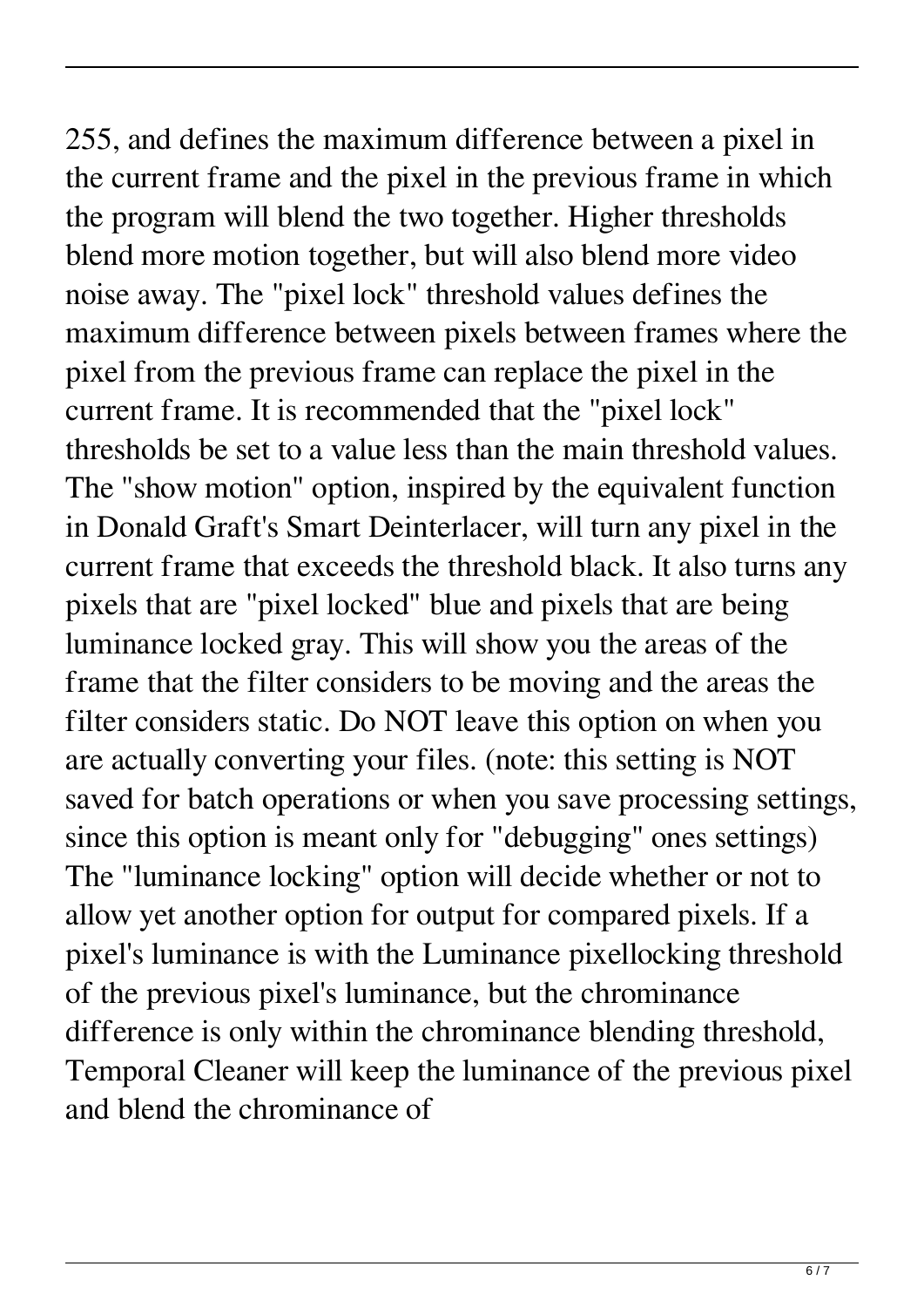255, and defines the maximum difference between a pixel in the current frame and the pixel in the previous frame in which the program will blend the two together. Higher thresholds blend more motion together, but will also blend more video noise away. The "pixel lock" threshold values defines the maximum difference between pixels between frames where the pixel from the previous frame can replace the pixel in the current frame. It is recommended that the "pixel lock" thresholds be set to a value less than the main threshold values. The "show motion" option, inspired by the equivalent function in Donald Graft's Smart Deinterlacer, will turn any pixel in the current frame that exceeds the threshold black. It also turns any pixels that are "pixel locked" blue and pixels that are being luminance locked gray. This will show you the areas of the frame that the filter considers to be moving and the areas the filter considers static. Do NOT leave this option on when you are actually converting your files. (note: this setting is NOT saved for batch operations or when you save processing settings, since this option is meant only for "debugging" ones settings) The "luminance locking" option will decide whether or not to allow yet another option for output for compared pixels. If a pixel's luminance is with the Luminance pixellocking threshold of the previous pixel's luminance, but the chrominance difference is only within the chrominance blending threshold, Temporal Cleaner will keep the luminance of the previous pixel and blend the chrominance of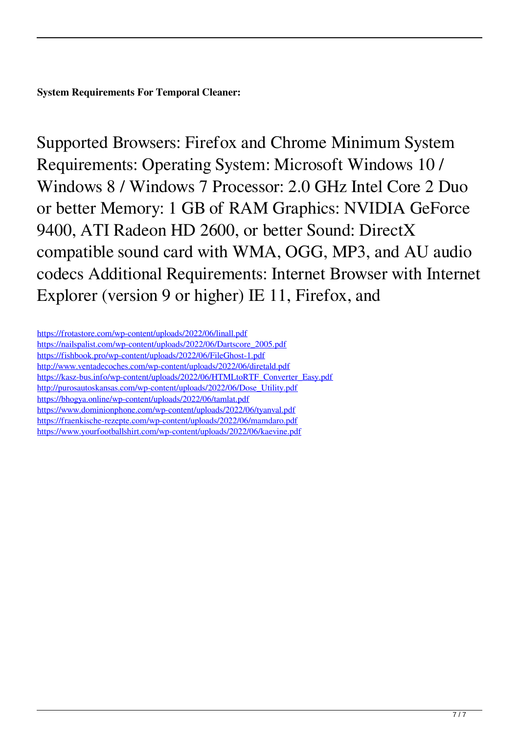**System Requirements For Temporal Cleaner:**

Supported Browsers: Firefox and Chrome Minimum System Requirements: Operating System: Microsoft Windows 10 / Windows 8 / Windows 7 Processor: 2.0 GHz Intel Core 2 Duo or better Memory: 1 GB of RAM Graphics: NVIDIA GeForce 9400, ATI Radeon HD 2600, or better Sound: DirectX compatible sound card with WMA, OGG, MP3, and AU audio codecs Additional Requirements: Internet Browser with Internet Explorer (version 9 or higher) IE 11, Firefox, and

https://frotastore.com/wp-content/uploads/2022/06/linall.pdf
https://nailspalist.com/wp-content/uploads/2022/06/Dartscore_2005.pdf
https://fishbook.pro/wp-content/uploads/2022/06/FileGhost-1.pdf
http://www.ventadecoches.com/wp-content/uploads/2022/06/diretald.pdf
https://kasz-bus.info/wp-content/uploads/2022/06/HTMLtoRTF_Converter_Easy.pdf
http://purosautoskansas.com/wp-content/uploads/2022/06/Dose_Utility.pdf
https://bhogya.online/wp-content/uploads/2022/06/tamlat.pdf
https://www.dominionphone.com/wp-content/uploads/2022/06/tyanval.pdf
https://fraenkische-rezepte.com/wp-content/uploads/2022/06/mamdaro.pdf
https://www.yourfootballshirt.com/wp-content/uploads/2022/06/kaevine.pdf